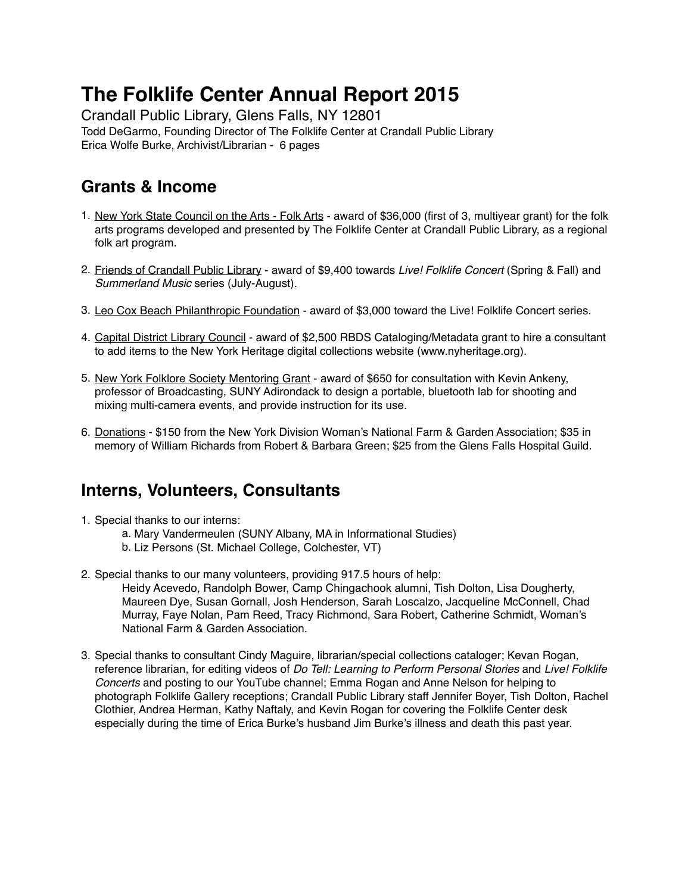# The Folklife Center Annual Report 2015

Crandall Public Library, Glens Falls, NY 12801

Todd DeGarmo, Founding Director of The Folklife Center at Crandall Public Library

Erica Wolfe Burke, Archivist/Librarian - 6 pages

## Grants & Income

1. New York State Council on the Arts - Folk Arts - award of $36,000 (first of 3, multiyear grant) for the folk arts programs developed and presented by The Folklife Center at Crandall Public Library, as a regional folk art program.

2. Friends of Crandall Public Library - award of $9,400 towards *Live! Folklife Concert* (Spring & Fall) and *Summerland Music* series (July-August).

3. Leo Cox Beach Philanthropic Foundation - award of $3,000 toward the Live! Folklife Concert series.

4. Capital District Library Council - award of $2,500 RBDS Cataloging/Metadata grant to hire a consultant to add items to the New York Heritage digital collections website (www.nyheritage.org).

5. New York Folklore Society Mentoring Grant - award of $650 for consultation with Kevin Ankeny, professor of Broadcasting, SUNY Adirondack to design a portable, bluetooth lab for shooting and mixing multi-camera events, and provide instruction for its use.

6. Donations - $150 from the New York Division Woman's National Farm & Garden Association; $35 in memory of William Richards from Robert & Barbara Green; $25 from the Glens Falls Hospital Guild.

## Interns, Volunteers, Consultants

1. Special thanks to our interns:
   a. Mary Vandermeulen (SUNY Albany, MA in Informational Studies)
   b. Liz Persons (St. Michael College, Colchester, VT)

2. Special thanks to our many volunteers, providing 917.5 hours of help:
   Heidy Acevedo, Randolph Bower, Camp Chingachook alumni, Tish Dolton, Lisa Dougherty, Maureen Dye, Susan Gornall, Josh Henderson, Sarah Loscalzo, Jacqueline McConnell, Chad Murray, Faye Nolan, Pam Reed, Tracy Richmond, Sara Robert, Catherine Schmidt, Woman's National Farm & Garden Association.

3. Special thanks to consultant Cindy Maguire, librarian/special collections cataloger; Kevan Rogan, reference librarian, for editing videos of *Do Tell: Learning to Perform Personal Stories* and *Live! Folklife Concerts* and posting to our YouTube channel; Emma Rogan and Anne Nelson for helping to photograph Folklife Gallery receptions; Crandall Public Library staff Jennifer Boyer, Tish Dolton, Rachel Clothier, Andrea Herman, Kathy Naftaly, and Kevin Rogan for covering the Folklife Center desk especially during the time of Erica Burke's husband Jim Burke's illness and death this past year.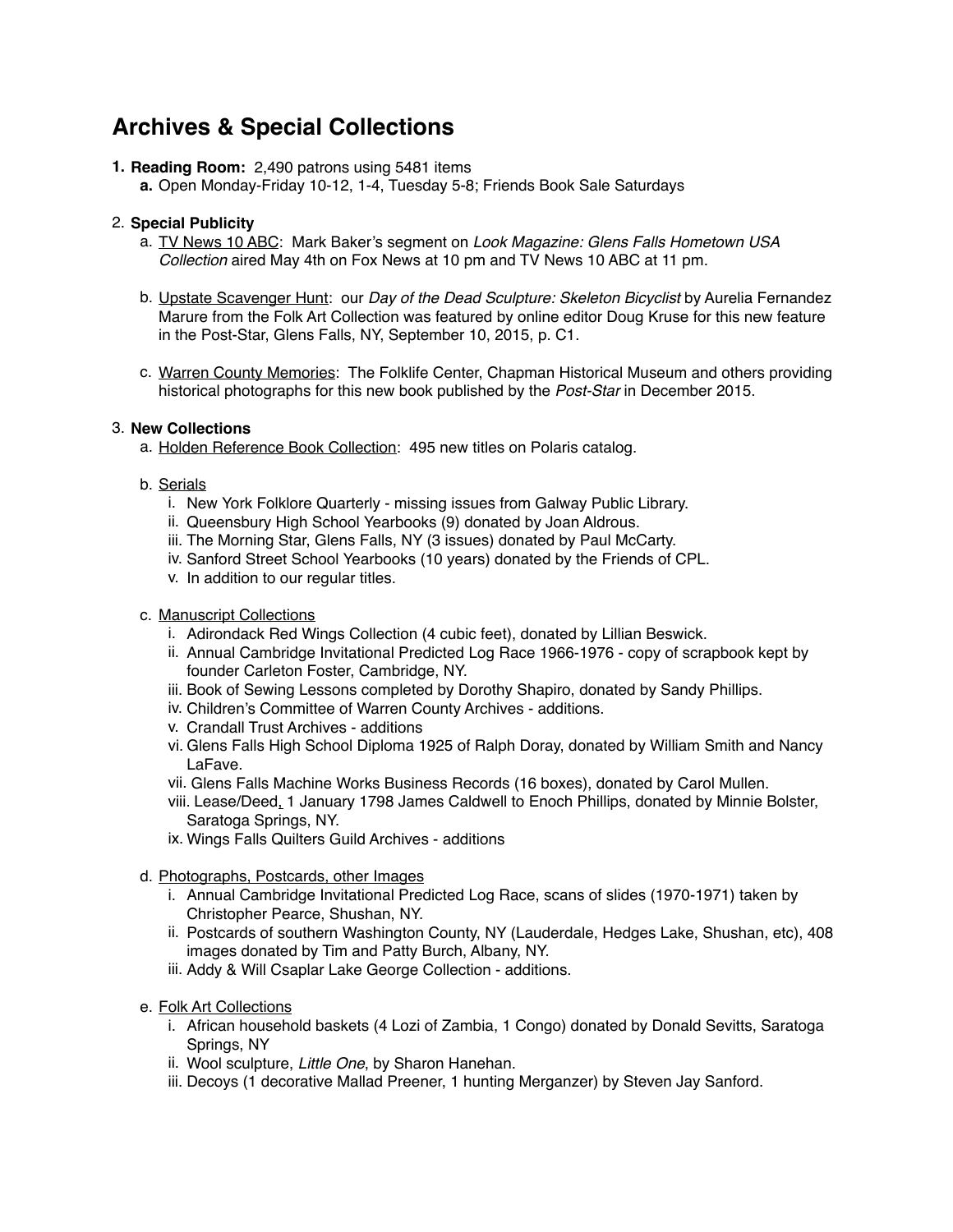# Archives & Special Collections

1. **Reading Room:** 2,490 patrons using 5481 items
   a. Open Monday-Friday 10-12, 1-4, Tuesday 5-8; Friends Book Sale Saturdays

2. **Special Publicity**
   a. TV News 10 ABC: Mark Baker's segment on *Look Magazine: Glens Falls Hometown USA Collection* aired May 4th on Fox News at 10 pm and TV News 10 ABC at 11 pm.

   b. Upstate Scavenger Hunt: our *Day of the Dead Sculpture: Skeleton Bicyclist* by Aurelia Fernandez Marure from the Folk Art Collection was featured by online editor Doug Kruse for this new feature in the Post-Star, Glens Falls, NY, September 10, 2015, p. C1.

   c. Warren County Memories: The Folklife Center, Chapman Historical Museum and others providing historical photographs for this new book published by the *Post-Star* in December 2015.

3. **New Collections**
   a. Holden Reference Book Collection: 495 new titles on Polaris catalog.

   b. Serials
      i. New York Folklore Quarterly - missing issues from Galway Public Library.
      ii. Queensbury High School Yearbooks (9) donated by Joan Aldrous.
      iii. The Morning Star, Glens Falls, NY (3 issues) donated by Paul McCarty.
      iv. Sanford Street School Yearbooks (10 years) donated by the Friends of CPL.
      v. In addition to our regular titles.

   c. Manuscript Collections
      i. Adirondack Red Wings Collection (4 cubic feet), donated by Lillian Beswick.
      ii. Annual Cambridge Invitational Predicted Log Race 1966-1976 - copy of scrapbook kept by founder Carleton Foster, Cambridge, NY.
      iii. Book of Sewing Lessons completed by Dorothy Shapiro, donated by Sandy Phillips.
      iv. Children's Committee of Warren County Archives - additions.
      v. Crandall Trust Archives - additions
      vi. Glens Falls High School Diploma 1925 of Ralph Doray, donated by William Smith and Nancy LaFave.
      vii. Glens Falls Machine Works Business Records (16 boxes), donated by Carol Mullen.
      viii. Lease/Deed, 1 January 1798 James Caldwell to Enoch Phillips, donated by Minnie Bolster, Saratoga Springs, NY.
      ix. Wings Falls Quilters Guild Archives - additions

   d. Photographs, Postcards, other Images
      i. Annual Cambridge Invitational Predicted Log Race, scans of slides (1970-1971) taken by Christopher Pearce, Shushan, NY.
      ii. Postcards of southern Washington County, NY (Lauderdale, Hedges Lake, Shushan, etc), 408 images donated by Tim and Patty Burch, Albany, NY.
      iii. Addy & Will Csaplar Lake George Collection - additions.

   e. Folk Art Collections
      i. African household baskets (4 Lozi of Zambia, 1 Congo) donated by Donald Sevitts, Saratoga Springs, NY
      ii. Wool sculpture, *Little One*, by Sharon Hanehan.
      iii. Decoys (1 decorative Mallad Preener, 1 hunting Merganzer) by Steven Jay Sanford.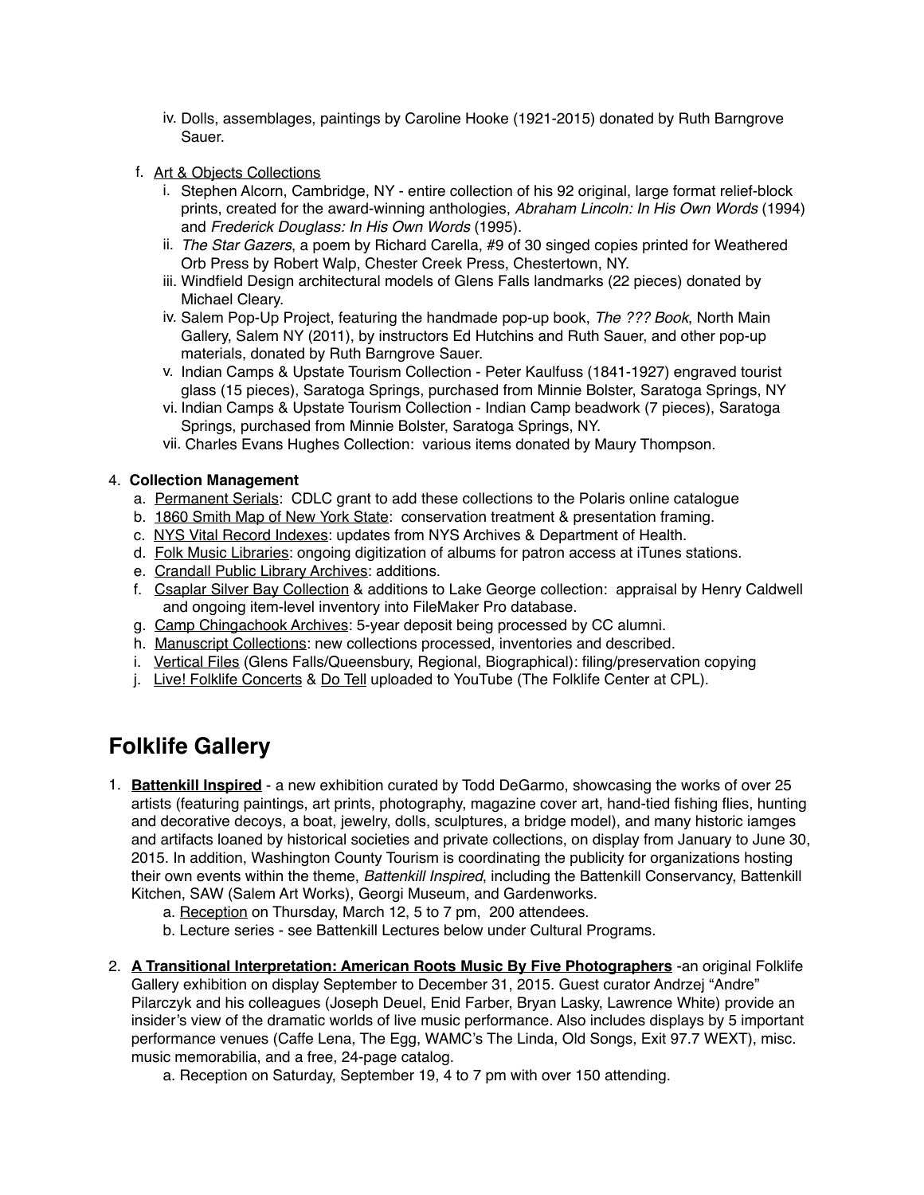iv. Dolls, assemblages, paintings by Caroline Hooke (1921-2015) donated by Ruth Barngrove Sauer.

f. Art & Objects Collections
   i. Stephen Alcorn, Cambridge, NY - entire collection of his 92 original, large format relief-block prints, created for the award-winning anthologies, *Abraham Lincoln: In His Own Words* (1994) and *Frederick Douglass: In His Own Words* (1995).
   ii. *The Star Gazers*, a poem by Richard Carella, #9 of 30 singed copies printed for Weathered Orb Press by Robert Walp, Chester Creek Press, Chestertown, NY.
   iii. Windfield Design architectural models of Glens Falls landmarks (22 pieces) donated by Michael Cleary.
   iv. Salem Pop-Up Project, featuring the handmade pop-up book, *The ??? Book*, North Main Gallery, Salem NY (2011), by instructors Ed Hutchins and Ruth Sauer, and other pop-up materials, donated by Ruth Barngrove Sauer.
   v. Indian Camps & Upstate Tourism Collection - Peter Kaulfuss (1841-1927) engraved tourist glass (15 pieces), Saratoga Springs, purchased from Minnie Bolster, Saratoga Springs, NY
   vi. Indian Camps & Upstate Tourism Collection - Indian Camp beadwork (7 pieces), Saratoga Springs, purchased from Minnie Bolster, Saratoga Springs, NY.
   vii. Charles Evans Hughes Collection: various items donated by Maury Thompson.

4. **Collection Management**
   a. Permanent Serials: CDLC grant to add these collections to the Polaris online catalogue
   b. 1860 Smith Map of New York State: conservation treatment & presentation framing.
   c. NYS Vital Record Indexes: updates from NYS Archives & Department of Health.
   d. Folk Music Libraries: ongoing digitization of albums for patron access at iTunes stations.
   e. Crandall Public Library Archives: additions.
   f. Csaplar Silver Bay Collection & additions to Lake George collection: appraisal by Henry Caldwell and ongoing item-level inventory into FileMaker Pro database.
   g. Camp Chingachook Archives: 5-year deposit being processed by CC alumni.
   h. Manuscript Collections: new collections processed, inventories and described.
   i. Vertical Files (Glens Falls/Queensbury, Regional, Biographical): filing/preservation copying
   j. Live! Folklife Concerts & Do Tell uploaded to YouTube (The Folklife Center at CPL).

# Folklife Gallery

1. **Battenkill Inspired** - a new exhibition curated by Todd DeGarmo, showcasing the works of over 25 artists (featuring paintings, art prints, photography, magazine cover art, hand-tied fishing flies, hunting and decorative decoys, a boat, jewelry, dolls, sculptures, a bridge model), and many historic iamges and artifacts loaned by historical societies and private collections, on display from January to June 30, 2015. In addition, Washington County Tourism is coordinating the publicity for organizations hosting their own events within the theme, *Battenkill Inspired*, including the Battenkill Conservancy, Battenkill Kitchen, SAW (Salem Art Works), Georgi Museum, and Gardenworks.
   a. Reception on Thursday, March 12, 5 to 7 pm, 200 attendees.
   b. Lecture series - see Battenkill Lectures below under Cultural Programs.

2. **A Transitional Interpretation: American Roots Music By Five Photographers** -an original Folklife Gallery exhibition on display September to December 31, 2015. Guest curator Andrzej "Andre" Pilarczyk and his colleagues (Joseph Deuel, Enid Farber, Bryan Lasky, Lawrence White) provide an insider's view of the dramatic worlds of live music performance. Also includes displays by 5 important performance venues (Caffe Lena, The Egg, WAMC's The Linda, Old Songs, Exit 97.7 WEXT), misc. music memorabilia, and a free, 24-page catalog.
   a. Reception on Saturday, September 19, 4 to 7 pm with over 150 attending.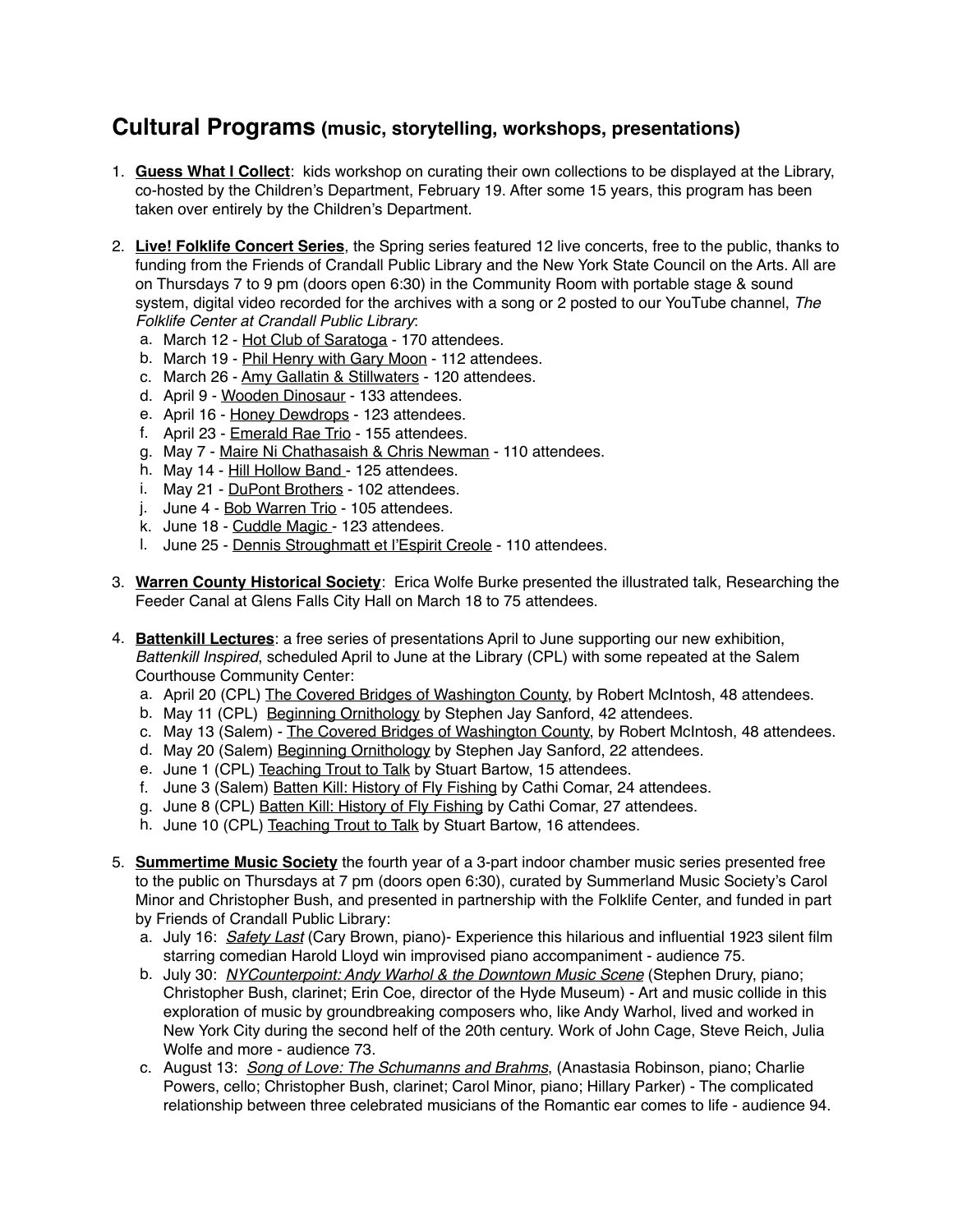## Cultural Programs (music, storytelling, workshops, presentations)

1. **Guess What I Collect**: kids workshop on curating their own collections to be displayed at the Library, co-hosted by the Children's Department, February 19. After some 15 years, this program has been taken over entirely by the Children's Department.

2. **Live! Folklife Concert Series**, the Spring series featured 12 live concerts, free to the public, thanks to funding from the Friends of Crandall Public Library and the New York State Council on the Arts. All are on Thursdays 7 to 9 pm (doors open 6:30) in the Community Room with portable stage & sound system, digital video recorded for the archives with a song or 2 posted to our YouTube channel, *The Folklife Center at Crandall Public Library*:
   a. March 12 - Hot Club of Saratoga - 170 attendees.
   b. March 19 - Phil Henry with Gary Moon - 112 attendees.
   c. March 26 - Amy Gallatin & Stillwaters - 120 attendees.
   d. April 9 - Wooden Dinosaur - 133 attendees.
   e. April 16 - Honey Dewdrops - 123 attendees.
   f. April 23 - Emerald Rae Trio - 155 attendees.
   g. May 7 - Maire Ni Chathasaish & Chris Newman - 110 attendees.
   h. May 14 - Hill Hollow Band - 125 attendees.
   i. May 21 - DuPont Brothers - 102 attendees.
   j. June 4 - Bob Warren Trio - 105 attendees.
   k. June 18 - Cuddle Magic - 123 attendees.
   l. June 25 - Dennis Stroughmatt et l'Espirit Creole - 110 attendees.

3. **Warren County Historical Society**: Erica Wolfe Burke presented the illustrated talk, Researching the Feeder Canal at Glens Falls City Hall on March 18 to 75 attendees.

4. **Battenkill Lectures**: a free series of presentations April to June supporting our new exhibition, *Battenkill Inspired*, scheduled April to June at the Library (CPL) with some repeated at the Salem Courthouse Community Center:
   a. April 20 (CPL) The Covered Bridges of Washington County, by Robert McIntosh, 48 attendees.
   b. May 11 (CPL) Beginning Ornithology by Stephen Jay Sanford, 42 attendees.
   c. May 13 (Salem) - The Covered Bridges of Washington County, by Robert McIntosh, 48 attendees.
   d. May 20 (Salem) Beginning Ornithology by Stephen Jay Sanford, 22 attendees.
   e. June 1 (CPL) Teaching Trout to Talk by Stuart Bartow, 15 attendees.
   f. June 3 (Salem) Batten Kill: History of Fly Fishing by Cathi Comar, 24 attendees.
   g. June 8 (CPL) Batten Kill: History of Fly Fishing by Cathi Comar, 27 attendees.
   h. June 10 (CPL) Teaching Trout to Talk by Stuart Bartow, 16 attendees.

5. **Summertime Music Society** the fourth year of a 3-part indoor chamber music series presented free to the public on Thursdays at 7 pm (doors open 6:30), curated by Summerland Music Society's Carol Minor and Christopher Bush, and presented in partnership with the Folklife Center, and funded in part by Friends of Crandall Public Library:
   a. July 16: *Safety Last* (Cary Brown, piano)- Experience this hilarious and influential 1923 silent film starring comedian Harold Lloyd win improvised piano accompaniment - audience 75.
   b. July 30: *NYCounterpoint: Andy Warhol & the Downtown Music Scene* (Stephen Drury, piano; Christopher Bush, clarinet; Erin Coe, director of the Hyde Museum) - Art and music collide in this exploration of music by groundbreaking composers who, like Andy Warhol, lived and worked in New York City during the second helf of the 20th century. Work of John Cage, Steve Reich, Julia Wolfe and more - audience 73.
   c. August 13: *Song of Love: The Schumanns and Brahms*, (Anastasia Robinson, piano; Charlie Powers, cello; Christopher Bush, clarinet; Carol Minor, piano; Hillary Parker) - The complicated relationship between three celebrated musicians of the Romantic ear comes to life - audience 94.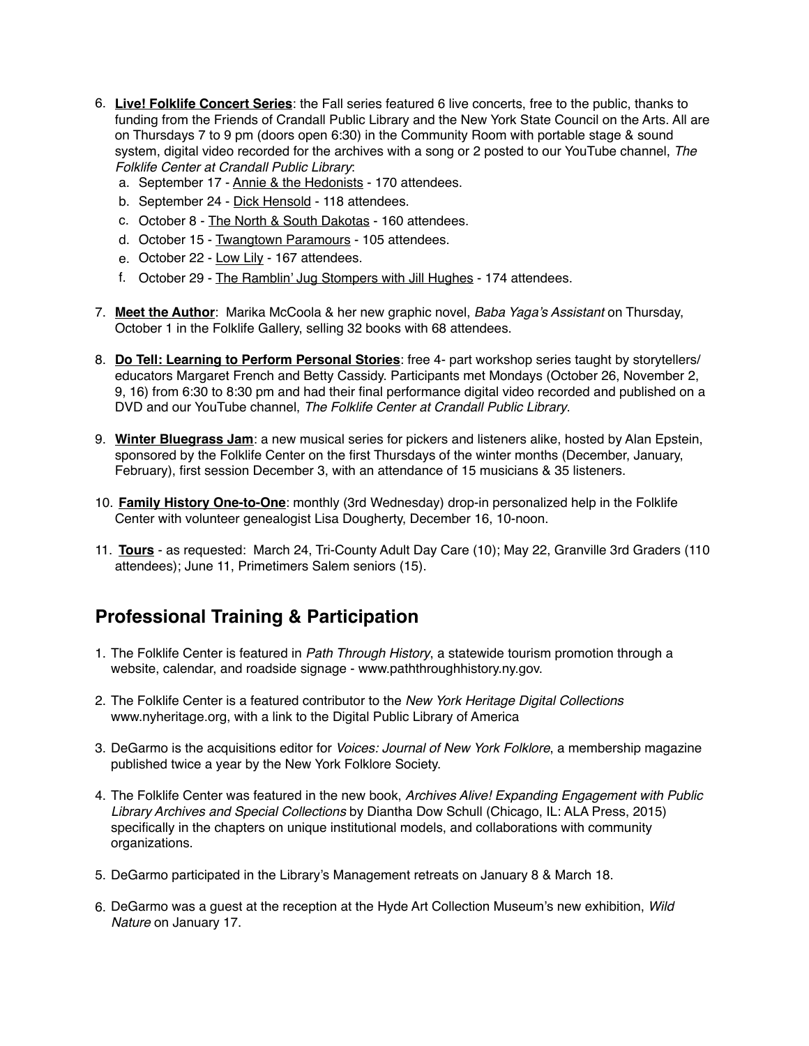6. **Live! Folklife Concert Series**: the Fall series featured 6 live concerts, free to the public, thanks to funding from the Friends of Crandall Public Library and the New York State Council on the Arts. All are on Thursdays 7 to 9 pm (doors open 6:30) in the Community Room with portable stage & sound system, digital video recorded for the archives with a song or 2 posted to our YouTube channel, *The Folklife Center at Crandall Public Library*:
   a. September 17 - Annie & the Hedonists - 170 attendees.
   b. September 24 - Dick Hensold - 118 attendees.
   c. October 8 - The North & South Dakotas - 160 attendees.
   d. October 15 - Twangtown Paramours - 105 attendees.
   e. October 22 - Low Lily - 167 attendees.
   f. October 29 - The Ramblin' Jug Stompers with Jill Hughes - 174 attendees.

7. **Meet the Author**: Marika McCoola & her new graphic novel, *Baba Yaga's Assistant* on Thursday, October 1 in the Folklife Gallery, selling 32 books with 68 attendees.

8. **Do Tell: Learning to Perform Personal Stories**: free 4- part workshop series taught by storytellers/ educators Margaret French and Betty Cassidy. Participants met Mondays (October 26, November 2, 9, 16) from 6:30 to 8:30 pm and had their final performance digital video recorded and published on a DVD and our YouTube channel, *The Folklife Center at Crandall Public Library*.

9. **Winter Bluegrass Jam**: a new musical series for pickers and listeners alike, hosted by Alan Epstein, sponsored by the Folklife Center on the first Thursdays of the winter months (December, January, February), first session December 3, with an attendance of 15 musicians & 35 listeners.

10. **Family History One-to-One**: monthly (3rd Wednesday) drop-in personalized help in the Folklife Center with volunteer genealogist Lisa Dougherty, December 16, 10-noon.

11. **Tours** - as requested: March 24, Tri-County Adult Day Care (10); May 22, Granville 3rd Graders (110 attendees); June 11, Primetimers Salem seniors (15).

## Professional Training & Participation

1. The Folklife Center is featured in *Path Through History*, a statewide tourism promotion through a website, calendar, and roadside signage - www.paththroughhistory.ny.gov.

2. The Folklife Center is a featured contributor to the *New York Heritage Digital Collections* www.nyheritage.org, with a link to the Digital Public Library of America

3. DeGarmo is the acquisitions editor for *Voices: Journal of New York Folklore*, a membership magazine published twice a year by the New York Folklore Society.

4. The Folklife Center was featured in the new book, *Archives Alive! Expanding Engagement with Public Library Archives and Special Collections* by Diantha Dow Schull (Chicago, IL: ALA Press, 2015) specifically in the chapters on unique institutional models, and collaborations with community organizations.

5. DeGarmo participated in the Library's Management retreats on January 8 & March 18.

6. DeGarmo was a guest at the reception at the Hyde Art Collection Museum's new exhibition, *Wild Nature* on January 17.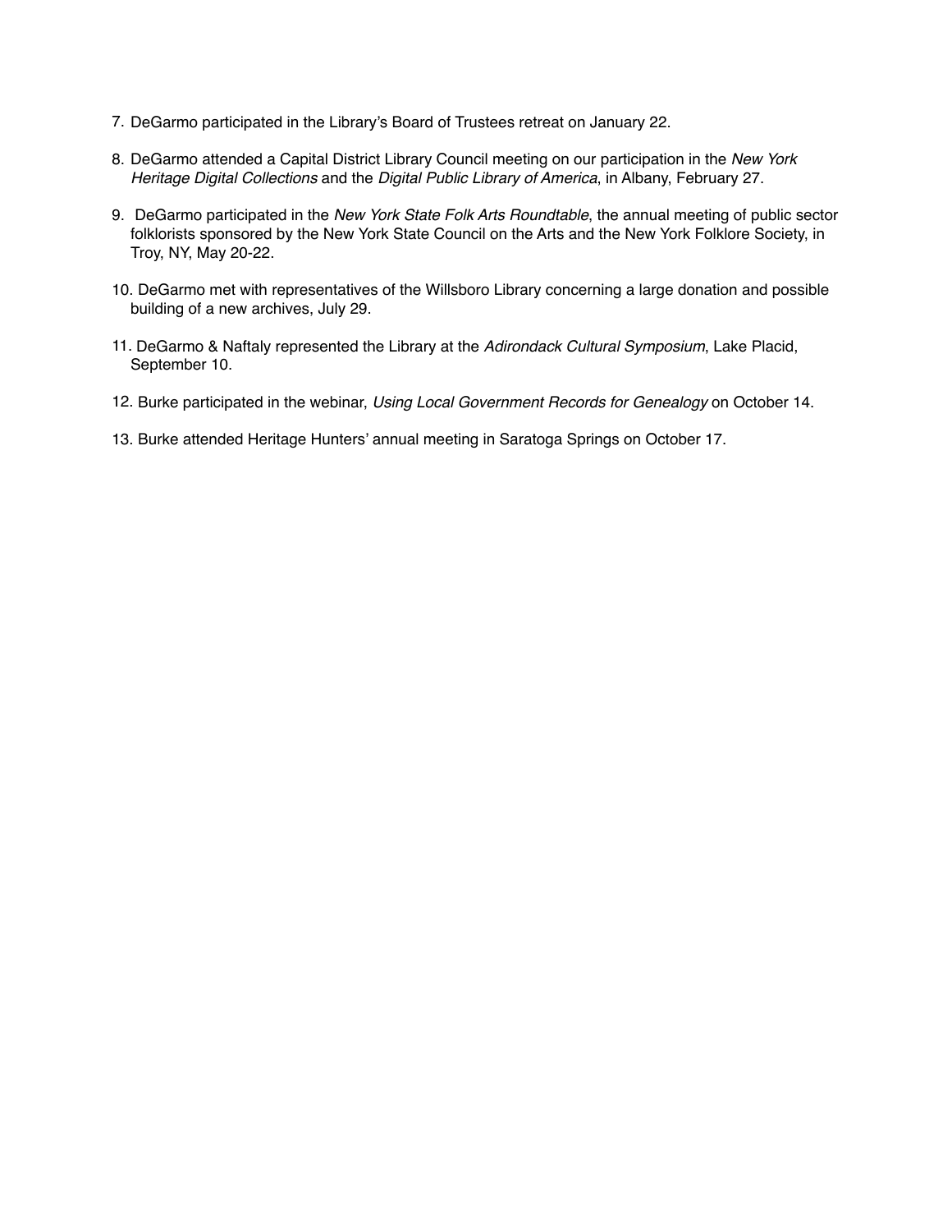7. DeGarmo participated in the Library's Board of Trustees retreat on January 22.

8. DeGarmo attended a Capital District Library Council meeting on our participation in the *New York Heritage Digital Collections* and the *Digital Public Library of America*, in Albany, February 27.

9. DeGarmo participated in the *New York State Folk Arts Roundtable*, the annual meeting of public sector folklorists sponsored by the New York State Council on the Arts and the New York Folklore Society, in Troy, NY, May 20-22.

10. DeGarmo met with representatives of the Willsboro Library concerning a large donation and possible building of a new archives, July 29.

11. DeGarmo & Naftaly represented the Library at the *Adirondack Cultural Symposium*, Lake Placid, September 10.

12. Burke participated in the webinar, *Using Local Government Records for Genealogy* on October 14.

13. Burke attended Heritage Hunters' annual meeting in Saratoga Springs on October 17.